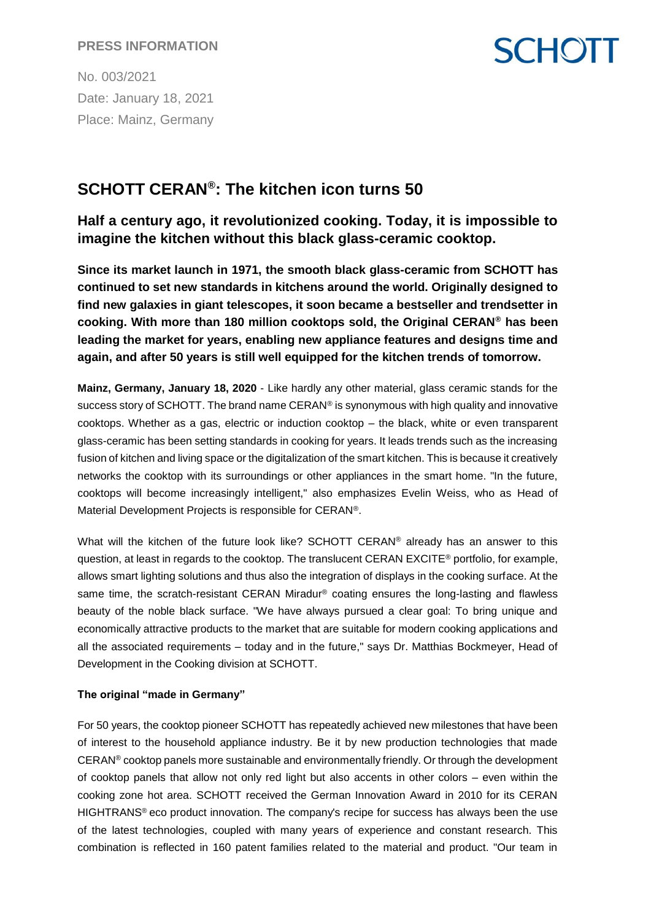**PRESS INFORMATION**

SCHOTT

No. 003/2021
Date: January 18, 2021
Place: Mainz, Germany

# SCHOTT CERAN®: The kitchen icon turns 50

## Half a century ago, it revolutionized cooking. Today, it is impossible to imagine the kitchen without this black glass-ceramic cooktop.

**Since its market launch in 1971, the smooth black glass-ceramic from SCHOTT has continued to set new standards in kitchens around the world. Originally designed to find new galaxies in giant telescopes, it soon became a bestseller and trendsetter in cooking. With more than 180 million cooktops sold, the Original CERAN® has been leading the market for years, enabling new appliance features and designs time and again, and after 50 years is still well equipped for the kitchen trends of tomorrow.**

**Mainz, Germany, January 18, 2020** - Like hardly any other material, glass ceramic stands for the success story of SCHOTT. The brand name CERAN® is synonymous with high quality and innovative cooktops. Whether as a gas, electric or induction cooktop – the black, white or even transparent glass-ceramic has been setting standards in cooking for years. It leads trends such as the increasing fusion of kitchen and living space or the digitalization of the smart kitchen. This is because it creatively networks the cooktop with its surroundings or other appliances in the smart home. "In the future, cooktops will become increasingly intelligent," also emphasizes Evelin Weiss, who as Head of Material Development Projects is responsible for CERAN®.

What will the kitchen of the future look like? SCHOTT CERAN® already has an answer to this question, at least in regards to the cooktop. The translucent CERAN EXCITE® portfolio, for example, allows smart lighting solutions and thus also the integration of displays in the cooking surface. At the same time, the scratch-resistant CERAN Miradur® coating ensures the long-lasting and flawless beauty of the noble black surface. "We have always pursued a clear goal: To bring unique and economically attractive products to the market that are suitable for modern cooking applications and all the associated requirements – today and in the future," says Dr. Matthias Bockmeyer, Head of Development in the Cooking division at SCHOTT.

### The original "made in Germany"

For 50 years, the cooktop pioneer SCHOTT has repeatedly achieved new milestones that have been of interest to the household appliance industry. Be it by new production technologies that made CERAN® cooktop panels more sustainable and environmentally friendly. Or through the development of cooktop panels that allow not only red light but also accents in other colors – even within the cooking zone hot area. SCHOTT received the German Innovation Award in 2010 for its CERAN HIGHTRANS® eco product innovation. The company's recipe for success has always been the use of the latest technologies, coupled with many years of experience and constant research. This combination is reflected in 160 patent families related to the material and product. "Our team in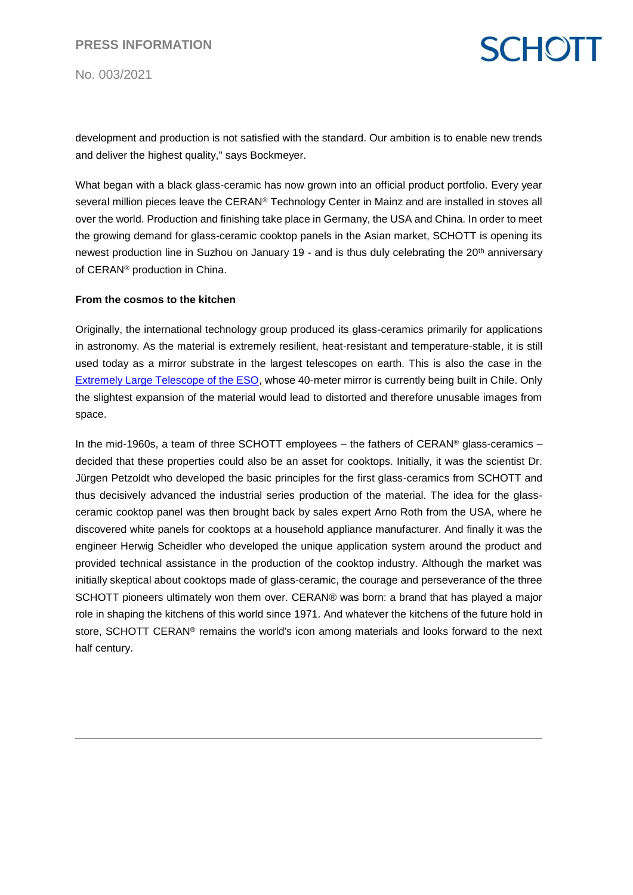development and production is not satisfied with the standard. Our ambition is to enable new trends and deliver the highest quality," says Bockmeyer.

What began with a black glass-ceramic has now grown into an official product portfolio. Every year several million pieces leave the CERAN® Technology Center in Mainz and are installed in stoves all over the world. Production and finishing take place in Germany, the USA and China. In order to meet the growing demand for glass-ceramic cooktop panels in the Asian market, SCHOTT is opening its newest production line in Suzhou on January 19 - and is thus duly celebrating the 20th anniversary of CERAN® production in China.

**From the cosmos to the kitchen**

Originally, the international technology group produced its glass-ceramics primarily for applications in astronomy. As the material is extremely resilient, heat-resistant and temperature-stable, it is still used today as a mirror substrate in the largest telescopes on earth. This is also the case in the [Extremely Large Telescope of the ESO](), whose 40-meter mirror is currently being built in Chile. Only the slightest expansion of the material would lead to distorted and therefore unusable images from space.

In the mid-1960s, a team of three SCHOTT employees – the fathers of CERAN® glass-ceramics – decided that these properties could also be an asset for cooktops. Initially, it was the scientist Dr. Jürgen Petzoldt who developed the basic principles for the first glass-ceramics from SCHOTT and thus decisively advanced the industrial series production of the material. The idea for the glass-ceramic cooktop panel was then brought back by sales expert Arno Roth from the USA, where he discovered white panels for cooktops at a household appliance manufacturer. And finally it was the engineer Herwig Scheidler who developed the unique application system around the product and provided technical assistance in the production of the cooktop industry. Although the market was initially skeptical about cooktops made of glass-ceramic, the courage and perseverance of the three SCHOTT pioneers ultimately won them over. CERAN® was born: a brand that has played a major role in shaping the kitchens of this world since 1971. And whatever the kitchens of the future hold in store, SCHOTT CERAN® remains the world's icon among materials and looks forward to the next half century.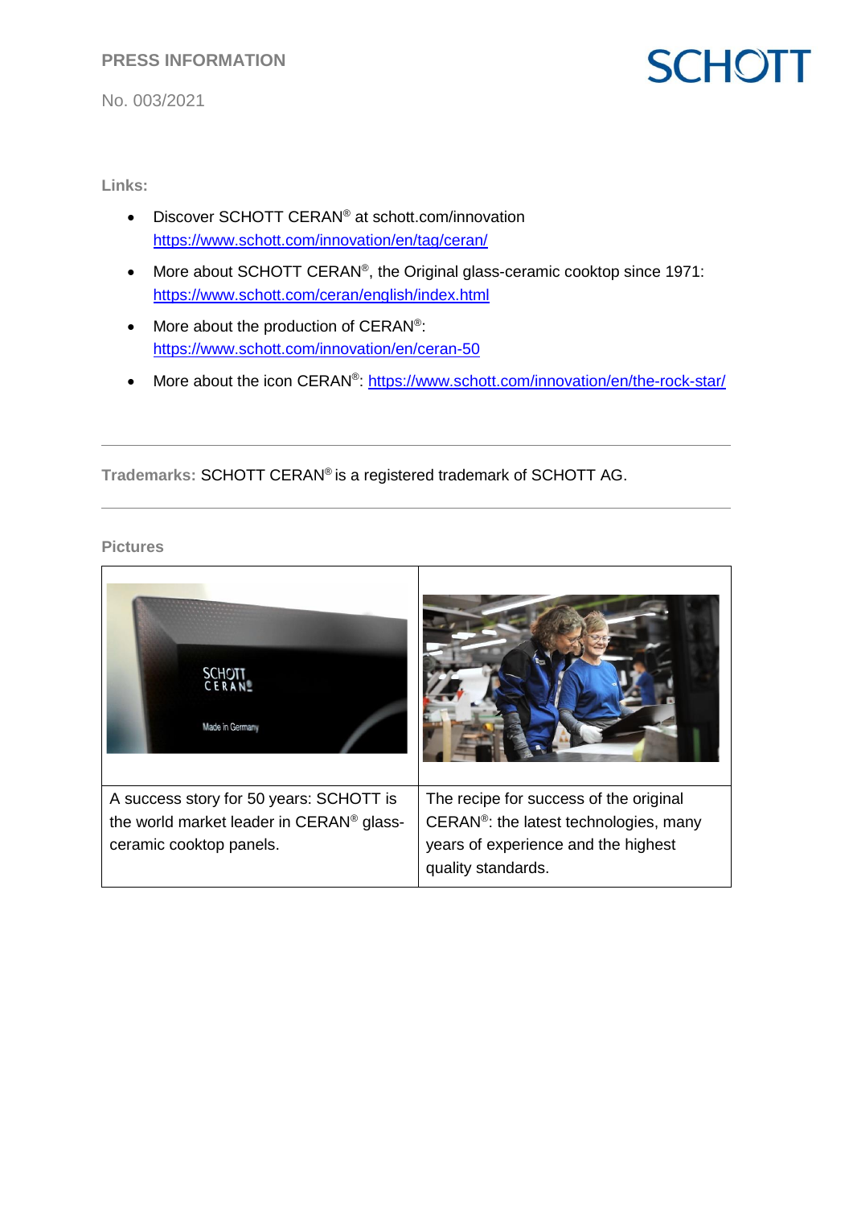**Links:**

- Discover SCHOTT CERAN® at schott.com/innovation
  https://www.schott.com/innovation/en/tag/ceran/
- More about SCHOTT CERAN®, the Original glass-ceramic cooktop since 1971:
  https://www.schott.com/ceran/english/index.html
- More about the production of CERAN®:
  https://www.schott.com/innovation/en/ceran-50
- More about the icon CERAN®: https://www.schott.com/innovation/en/the-rock-star/

---

**Trademarks:** SCHOTT CERAN® is a registered trademark of SCHOTT AG.

---

**Pictures**

| | |
|---|---|
| | |
| A success story for 50 years: SCHOTT is the world market leader in CERAN® glass-ceramic cooktop panels. | The recipe for success of the original CERAN®: the latest technologies, many years of experience and the highest quality standards. |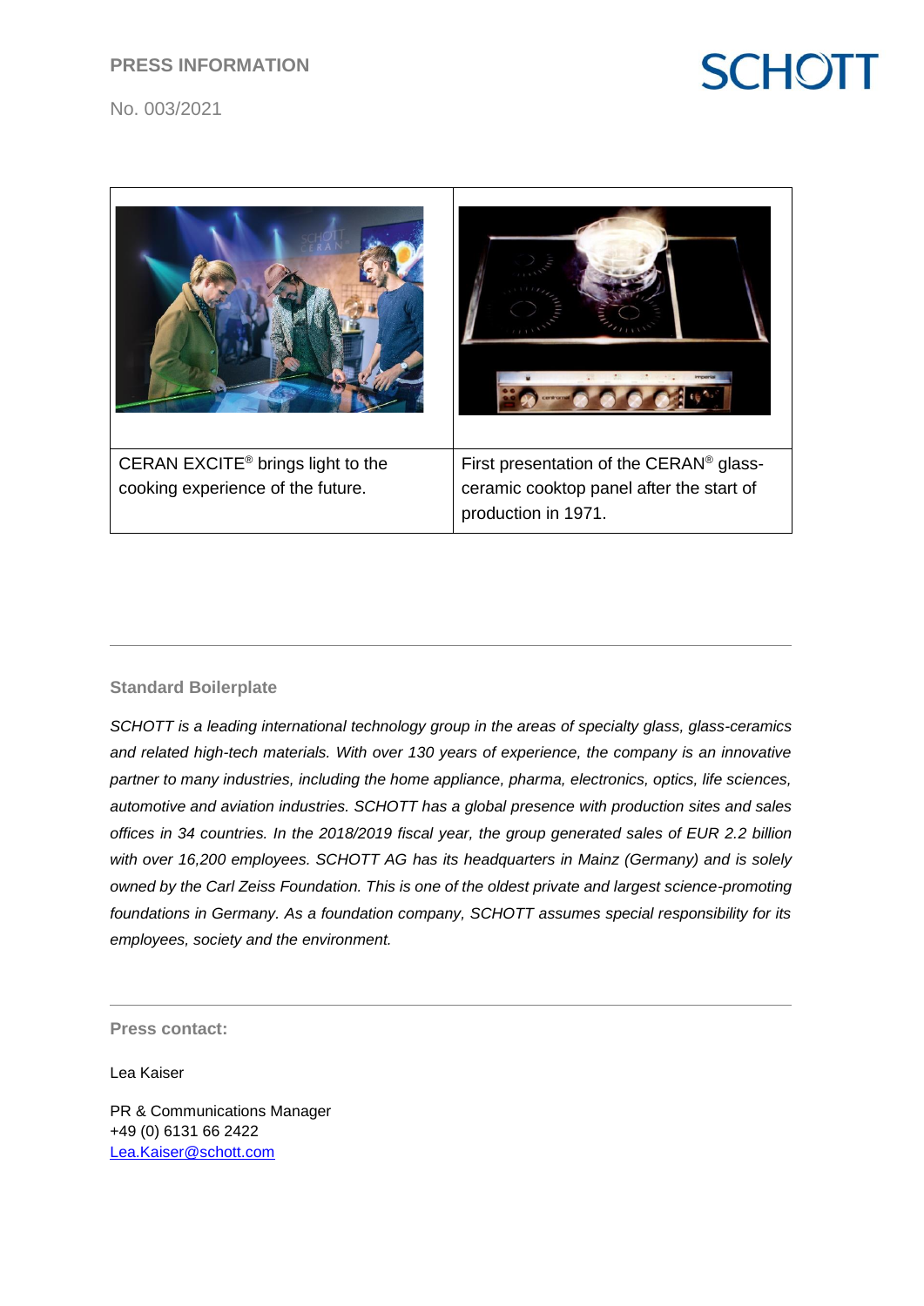| | |
|---|---|
| | |
| CERAN EXCITE® brings light to the cooking experience of the future. | First presentation of the CERAN® glass-ceramic cooktop panel after the start of production in 1971. |

---

**Standard Boilerplate**

*SCHOTT is a leading international technology group in the areas of specialty glass, glass-ceramics and related high-tech materials. With over 130 years of experience, the company is an innovative partner to many industries, including the home appliance, pharma, electronics, optics, life sciences, automotive and aviation industries. SCHOTT has a global presence with production sites and sales offices in 34 countries. In the 2018/2019 fiscal year, the group generated sales of EUR 2.2 billion with over 16,200 employees. SCHOTT AG has its headquarters in Mainz (Germany) and is solely owned by the Carl Zeiss Foundation. This is one of the oldest private and largest science-promoting foundations in Germany. As a foundation company, SCHOTT assumes special responsibility for its employees, society and the environment.*

---

**Press contact:**

Lea Kaiser

PR & Communications Manager
+49 (0) 6131 66 2422
Lea.Kaiser@schott.com